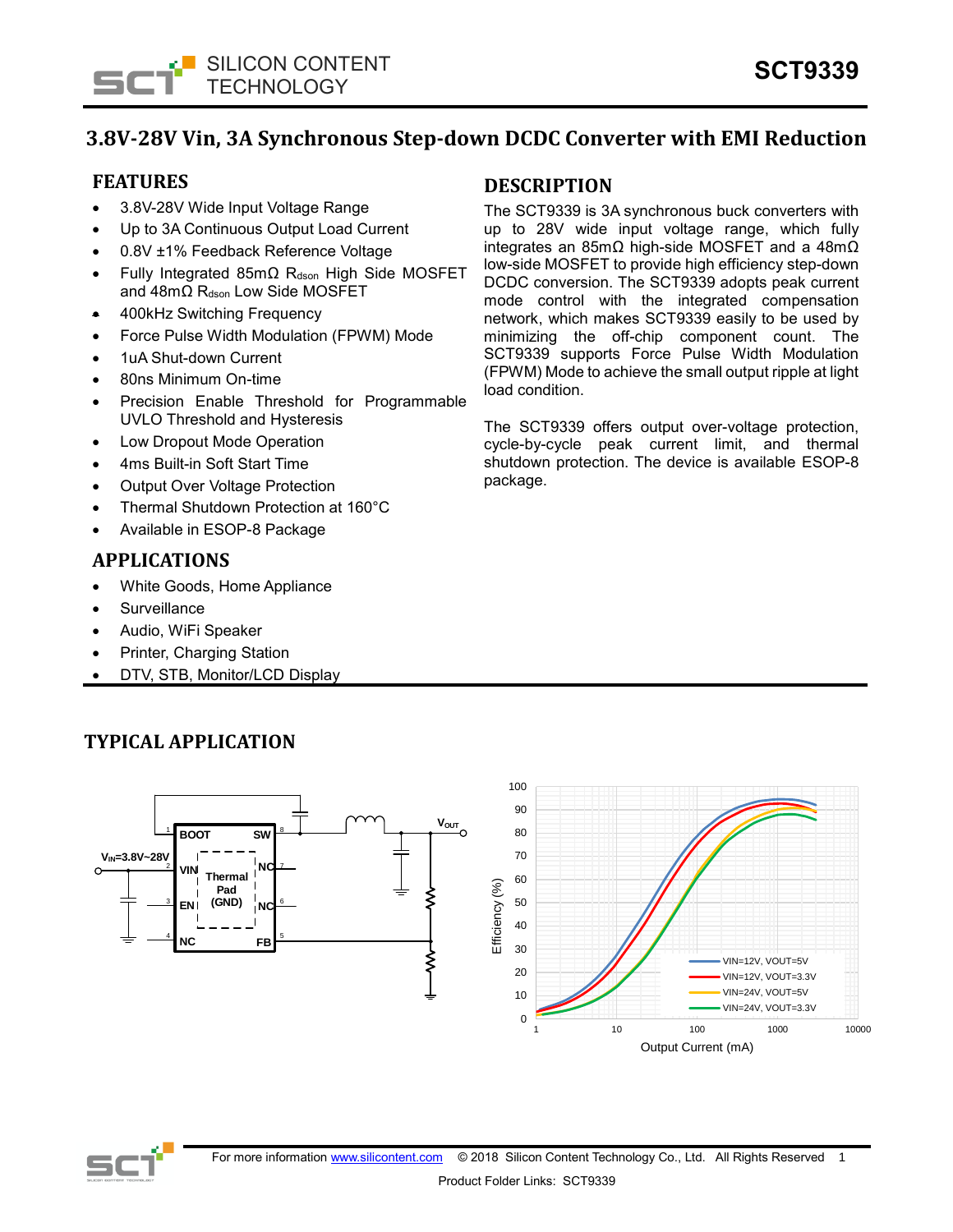# 3.8V-28V Vin, 3A Synchronous Step-down DCDC Converter with EMI Reduction

## FEATURES

- 3.8V-28V Wide Input Voltage Range
- Up to 3A Continuous Output Load Current
- 0.8V ±1% Feedback Reference Voltage
- Fully Integrated 85mΩ $R_{dson}$ High Side MOSFET and 48mΩ $R_{dson}$ Low Side MOSFET
- 400kHz Switching Frequency
- Force Pulse Width Modulation (FPWM) Mode
- 1uA Shut-down Current
- 80ns Minimum On-time
- Precision Enable Threshold for Programmable UVLO Threshold and Hysteresis
- Low Dropout Mode Operation
- 4ms Built-in Soft Start Time
- Output Over Voltage Protection
- Thermal Shutdown Protection at 160°C
- Available in ESOP-8 Package

## APPLICATIONS

- White Goods, Home Appliance
- Surveillance
- Audio, WiFi Speaker
- Printer, Charging Station
- DTV, STB, Monitor/LCD Display

## DESCRIPTION

The SCT9339 is 3A synchronous buck converters with up to 28V wide input voltage range, which fully integrates an 85mΩ high-side MOSFET and a 48mΩ low-side MOSFET to provide high efficiency step-down DCDC conversion. The SCT9339 adopts peak current mode control with the integrated compensation network, which makes SCT9339 easily to be used by minimizing the off-chip component count. The SCT9339 supports Force Pulse Width Modulation (FPWM) Mode to achieve the small output ripple at light load condition.

The SCT9339 offers output over-voltage protection, cycle-by-cycle peak current limit, and thermal shutdown protection. The device is available ESOP-8 package.

## TYPICAL APPLICATION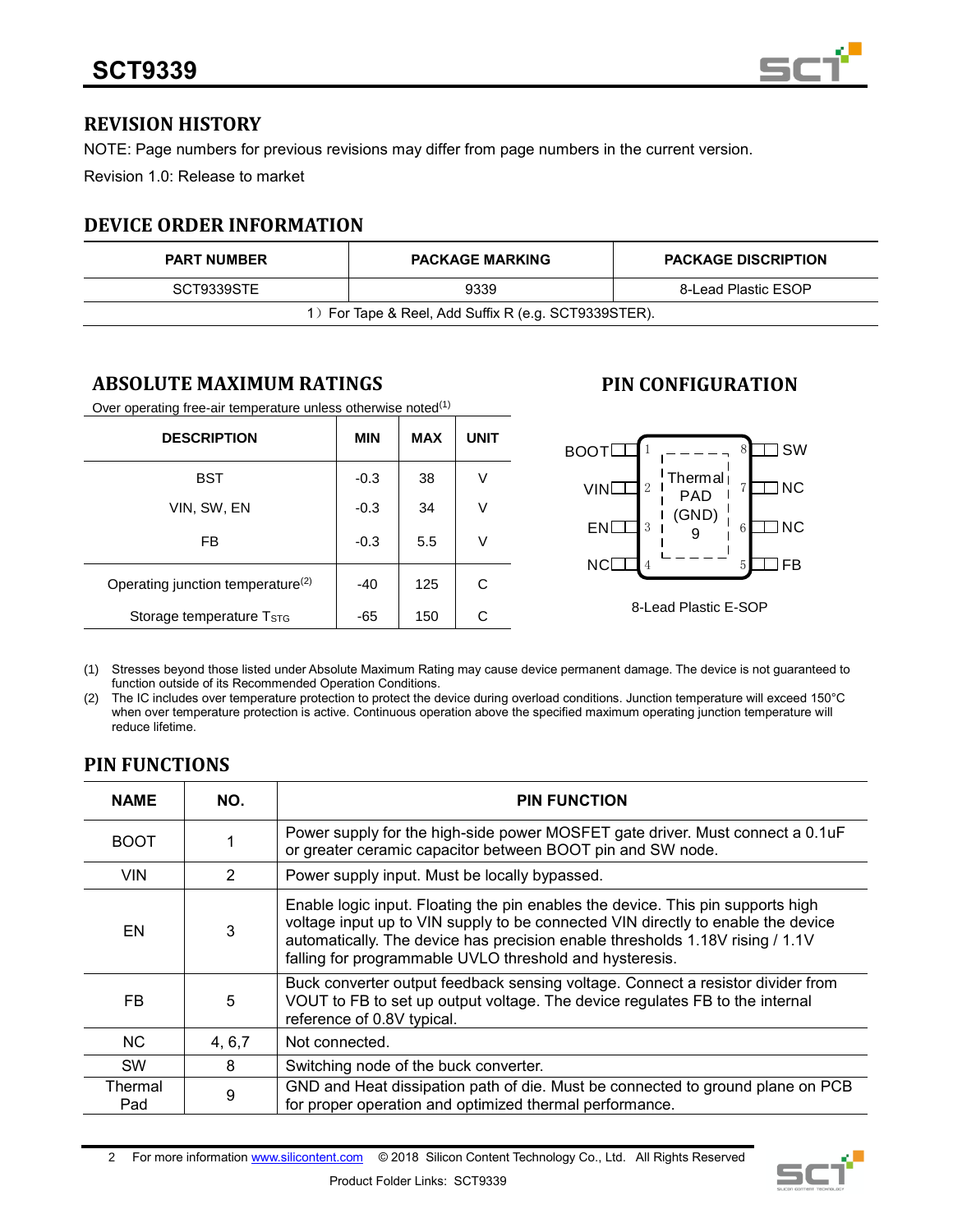## REVISION HISTORY

NOTE: Page numbers for previous revisions may differ from page numbers in the current version.

Revision 1.0: Release to market

## DEVICE ORDER INFORMATION

| PART NUMBER | PACKAGE MARKING | PACKAGE DISCRIPTION |
|---|---|---|
| SCT9339STE | 9339 | 8-Lead Plastic ESOP |
| 1）For Tape & Reel, Add Suffix R (e.g. SCT9339STER). | | |

## ABSOLUTE MAXIMUM RATINGS

Over operating free-air temperature unless otherwise noted(1)

| DESCRIPTION | MIN | MAX | UNIT |
|---|---|---|---|
| BST | -0.3 | 38 | V |
| VIN, SW, EN | -0.3 | 34 | V |
| FB | -0.3 | 5.5 | V |
| Operating junction temperature(2) | -40 | 125 | C |
| Storage temperature $T_{STG}$ | -65 | 150 | C |

## PIN CONFIGURATION

| Left pin | No. | | No. | Right pin |
|---|---|---|---|---|
| BOOT | 1 | Thermal PAD (GND) 9 | 8 | SW |
| VIN | 2 | | 7 | NC |
| EN | 3 | | 6 | NC |
| NC | 4 | | 5 | FB |

8-Lead Plastic E-SOP

(1) Stresses beyond those listed under Absolute Maximum Rating may cause device permanent damage. The device is not guaranteed to function outside of its Recommended Operation Conditions.

(2) The IC includes over temperature protection to protect the device during overload conditions. Junction temperature will exceed 150°C when over temperature protection is active. Continuous operation above the specified maximum operating junction temperature will reduce lifetime.

## PIN FUNCTIONS

| NAME | NO. | PIN FUNCTION |
|---|---|---|
| BOOT | 1 | Power supply for the high-side power MOSFET gate driver. Must connect a 0.1uF or greater ceramic capacitor between BOOT pin and SW node. |
| VIN | 2 | Power supply input. Must be locally bypassed. |
| EN | 3 | Enable logic input. Floating the pin enables the device. This pin supports high voltage input up to VIN supply to be connected VIN directly to enable the device automatically. The device has precision enable thresholds 1.18V rising / 1.1V falling for programmable UVLO threshold and hysteresis. |
| FB | 5 | Buck converter output feedback sensing voltage. Connect a resistor divider from VOUT to FB to set up output voltage. The device regulates FB to the internal reference of 0.8V typical. |
| NC | 4, 6,7 | Not connected. |
| SW | 8 | Switching node of the buck converter. |
| Thermal Pad | 9 | GND and Heat dissipation path of die. Must be connected to ground plane on PCB for proper operation and optimized thermal performance. |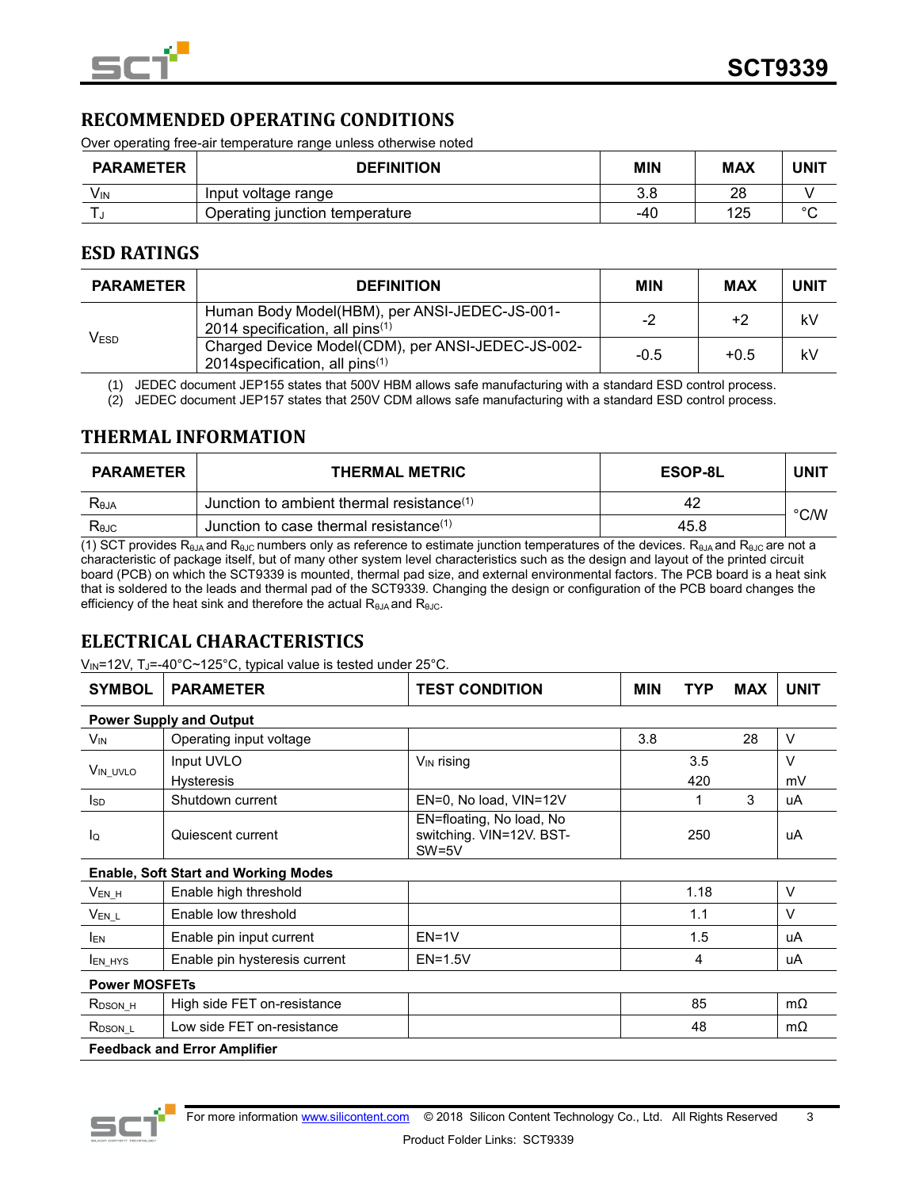## RECOMMENDED OPERATING CONDITIONS

Over operating free-air temperature range unless otherwise noted

| PARAMETER | DEFINITION | MIN | MAX | UNIT |
|---|---|---|---|---|
| $V_{IN}$ | Input voltage range | 3.8 | 28 | V |
| $T_J$ | Operating junction temperature | -40 | 125 | °C |

## ESD RATINGS

| PARAMETER | DEFINITION | MIN | MAX | UNIT |
|---|---|---|---|---|
| $V_{ESD}$ | Human Body Model(HBM), per ANSI-JEDEC-JS-001-2014 specification, all pins(1) | -2 | +2 | kV |
| | Charged Device Model(CDM), per ANSI-JEDEC-JS-002-2014specification, all pins(1) | -0.5 | +0.5 | kV |

(1) JEDEC document JEP155 states that 500V HBM allows safe manufacturing with a standard ESD control process.
(2) JEDEC document JEP157 states that 250V CDM allows safe manufacturing with a standard ESD control process.

## THERMAL INFORMATION

| PARAMETER | THERMAL METRIC | ESOP-8L | UNIT |
|---|---|---|---|
| $R_{\theta JA}$ | Junction to ambient thermal resistance(1) | 42 | °C/W |
| $R_{\theta JC}$ | Junction to case thermal resistance(1) | 45.8 | |

(1) SCT provides $R_{\theta JA}$ and $R_{\theta JC}$ numbers only as reference to estimate junction temperatures of the devices. $R_{\theta JA}$ and $R_{\theta JC}$ are not a characteristic of package itself, but of many other system level characteristics such as the design and layout of the printed circuit board (PCB) on which the SCT9339 is mounted, thermal pad size, and external environmental factors. The PCB board is a heat sink that is soldered to the leads and thermal pad of the SCT9339. Changing the design or configuration of the PCB board changes the efficiency of the heat sink and therefore the actual $R_{\theta JA}$ and $R_{\theta JC}$.

## ELECTRICAL CHARACTERISTICS

$V_{IN}$=12V, $T_J$=-40°C~125°C, typical value is tested under 25°C.

| SYMBOL | PARAMETER | TEST CONDITION | MIN | TYP | MAX | UNIT |
|---|---|---|---|---|---|---|
| **Power Supply and Output** | | | | | | |
| $V_{IN}$ | Operating input voltage | | 3.8 | | 28 | V |
| $V_{IN\_UVLO}$ | Input UVLO | $V_{IN}$ rising | | 3.5 | | V |
| | Hysteresis | | | 420 | | mV |
| $I_{SD}$ | Shutdown current | EN=0, No load, VIN=12V | | 1 | 3 | uA |
| $I_Q$ | Quiescent current | EN=floating, No load, No switching. VIN=12V. BST-SW=5V | | 250 | | uA |
| **Enable, Soft Start and Working Modes** | | | | | | |
| $V_{EN\_H}$ | Enable high threshold | | | 1.18 | | V |
| $V_{EN\_L}$ | Enable low threshold | | | 1.1 | | V |
| $I_{EN}$ | Enable pin input current | EN=1V | | 1.5 | | uA |
| $I_{EN\_HYS}$ | Enable pin hysteresis current | EN=1.5V | | 4 | | uA |
| **Power MOSFETs** | | | | | | |
| $R_{DSON\_H}$ | High side FET on-resistance | | | 85 | | mΩ |
| $R_{DSON\_L}$ | Low side FET on-resistance | | | 48 | | mΩ |
| **Feedback and Error Amplifier** | | | | | | |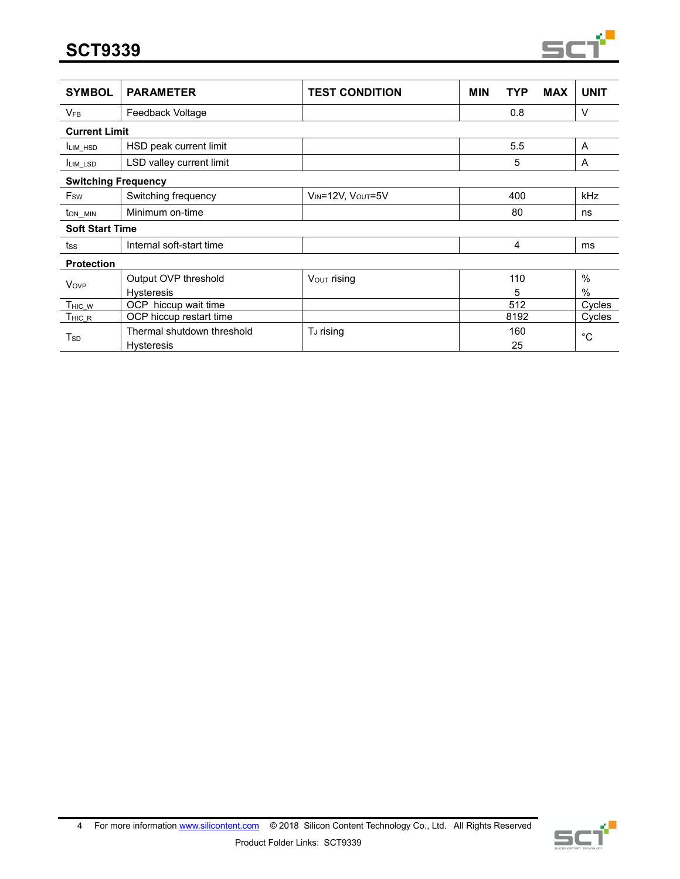| SYMBOL | PARAMETER | TEST CONDITION | MIN | TYP | MAX | UNIT |
|---|---|---|---|---|---|---|
| $V_{FB}$ | Feedback Voltage | | | 0.8 | | V |
| **Current Limit** | | | | | | |
| $I_{LIM\_HSD}$ | HSD peak current limit | | | 5.5 | | A |
| $I_{LIM\_LSD}$ | LSD valley current limit | | | 5 | | A |
| **Switching Frequency** | | | | | | |
| $F_{SW}$ | Switching frequency | $V_{IN}$=12V, $V_{OUT}$=5V | | 400 | | kHz |
| $t_{ON\_MIN}$ | Minimum on-time | | | 80 | | ns |
| **Soft Start Time** | | | | | | |
| $t_{SS}$ | Internal soft-start time | | | 4 | | ms |
| **Protection** | | | | | | |
| $V_{OVP}$ | Output OVP threshold | $V_{OUT}$ rising | | 110 | | % |
| | Hysteresis | | | 5 | | % |
| $T_{HIC\_W}$ | OCP hiccup wait time | | | 512 | | Cycles |
| $T_{HIC\_R}$ | OCP hiccup restart time | | | 8192 | | Cycles |
| $T_{SD}$ | Thermal shutdown threshold | $T_J$ rising | | 160 | | °C |
| | Hysteresis | | | 25 | | °C |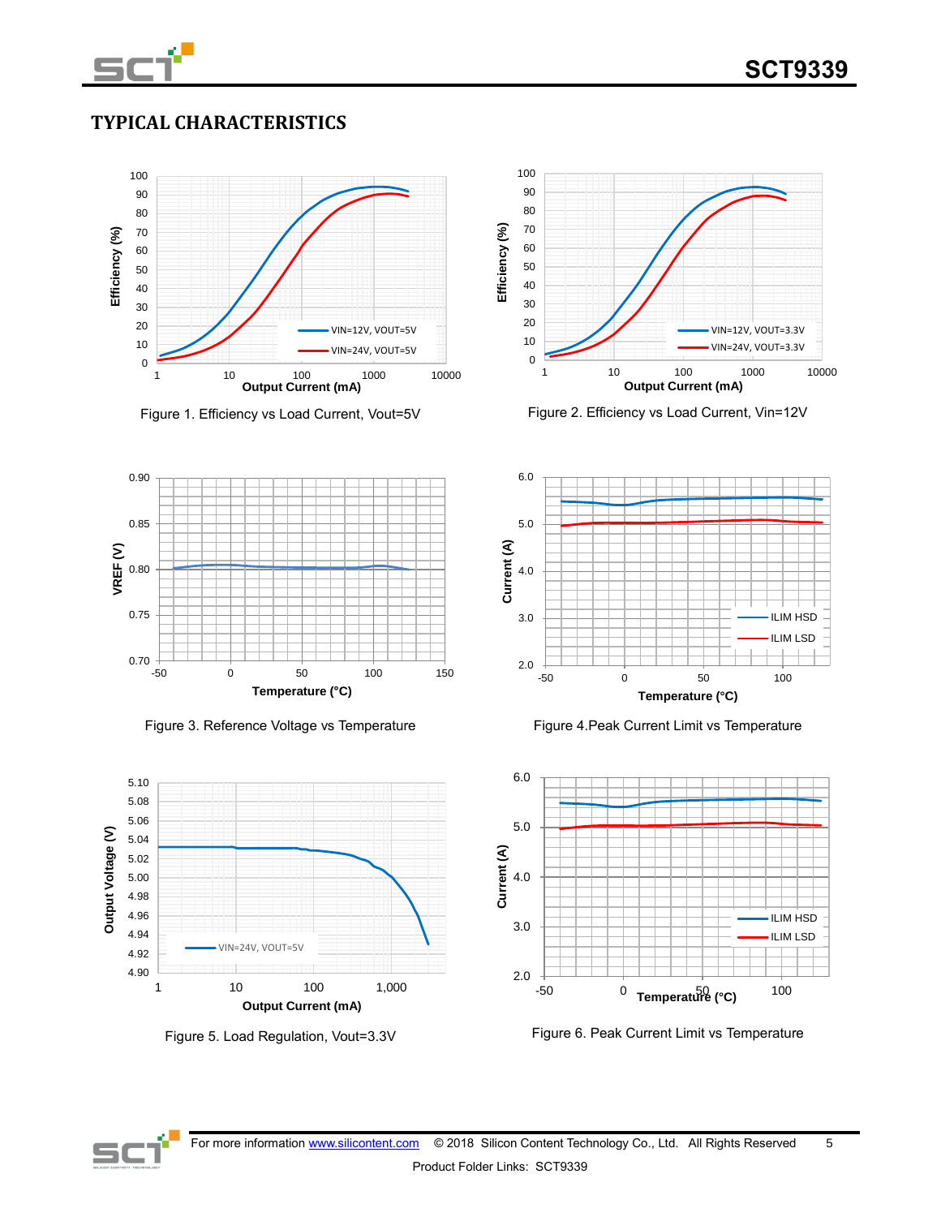## TYPICAL CHARACTERISTICS

Figure 1. Efficiency vs Load Current, Vout=5V

Figure 2. Efficiency vs Load Current, Vin=12V

Figure 3. Reference Voltage vs Temperature

Figure 4.Peak Current Limit vs Temperature

Figure 5. Load Regulation, Vout=3.3V

Figure 6. Peak Current Limit vs Temperature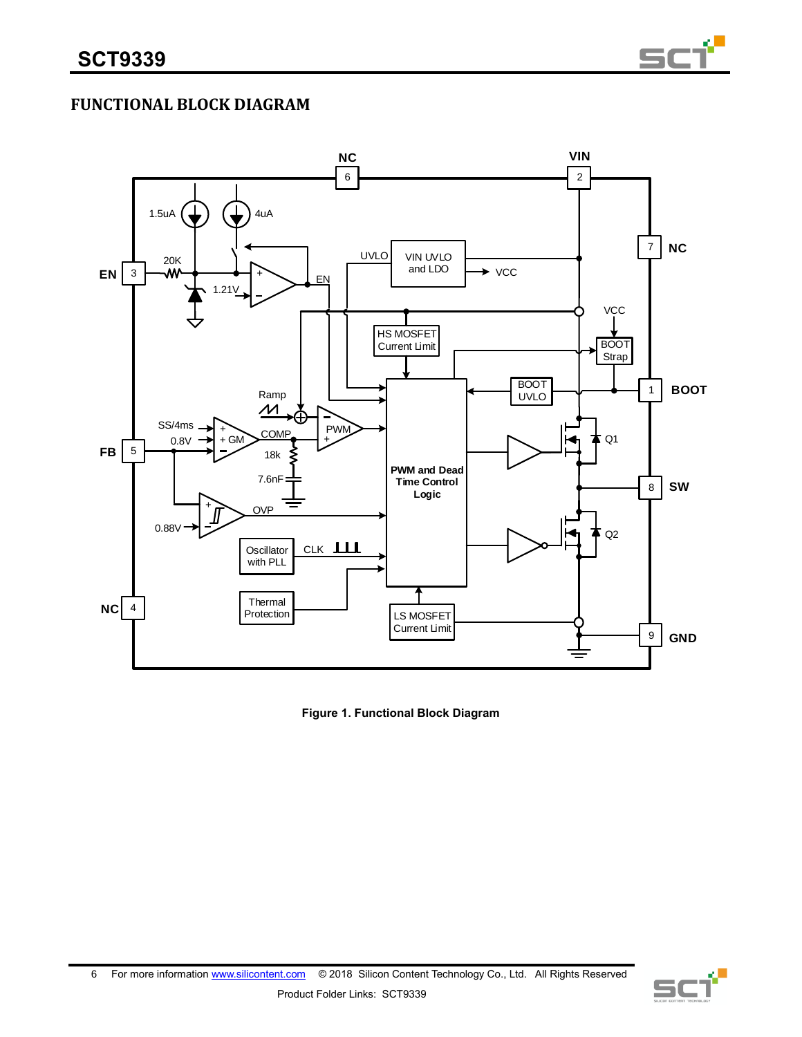## FUNCTIONAL BLOCK DIAGRAM

**Figure 1. Functional Block Diagram**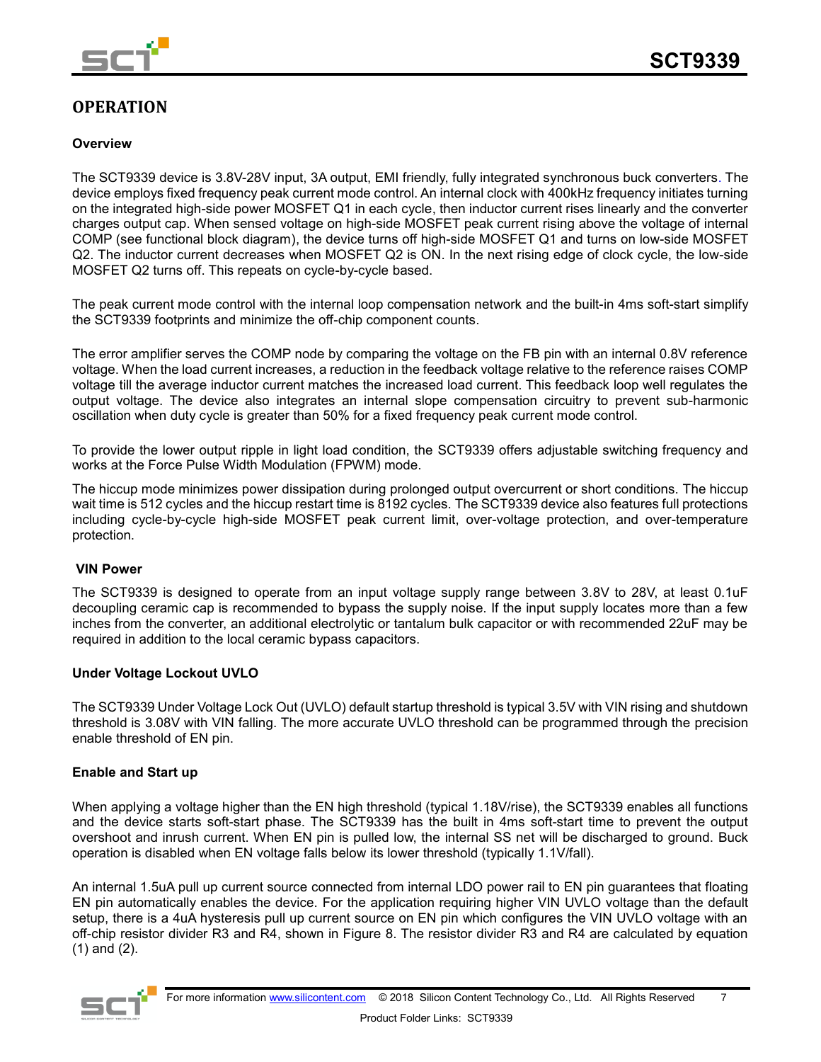## OPERATION

### Overview

The SCT9339 device is 3.8V-28V input, 3A output, EMI friendly, fully integrated synchronous buck converters. The device employs fixed frequency peak current mode control. An internal clock with 400kHz frequency initiates turning on the integrated high-side power MOSFET Q1 in each cycle, then inductor current rises linearly and the converter charges output cap. When sensed voltage on high-side MOSFET peak current rising above the voltage of internal COMP (see functional block diagram), the device turns off high-side MOSFET Q1 and turns on low-side MOSFET Q2. The inductor current decreases when MOSFET Q2 is ON. In the next rising edge of clock cycle, the low-side MOSFET Q2 turns off. This repeats on cycle-by-cycle based.

The peak current mode control with the internal loop compensation network and the built-in 4ms soft-start simplify the SCT9339 footprints and minimize the off-chip component counts.

The error amplifier serves the COMP node by comparing the voltage on the FB pin with an internal 0.8V reference voltage. When the load current increases, a reduction in the feedback voltage relative to the reference raises COMP voltage till the average inductor current matches the increased load current. This feedback loop well regulates the output voltage. The device also integrates an internal slope compensation circuitry to prevent sub-harmonic oscillation when duty cycle is greater than 50% for a fixed frequency peak current mode control.

To provide the lower output ripple in light load condition, the SCT9339 offers adjustable switching frequency and works at the Force Pulse Width Modulation (FPWM) mode.

The hiccup mode minimizes power dissipation during prolonged output overcurrent or short conditions. The hiccup wait time is 512 cycles and the hiccup restart time is 8192 cycles. The SCT9339 device also features full protections including cycle-by-cycle high-side MOSFET peak current limit, over-voltage protection, and over-temperature protection.

### VIN Power

The SCT9339 is designed to operate from an input voltage supply range between 3.8V to 28V, at least 0.1uF decoupling ceramic cap is recommended to bypass the supply noise. If the input supply locates more than a few inches from the converter, an additional electrolytic or tantalum bulk capacitor or with recommended 22uF may be required in addition to the local ceramic bypass capacitors.

### Under Voltage Lockout UVLO

The SCT9339 Under Voltage Lock Out (UVLO) default startup threshold is typical 3.5V with VIN rising and shutdown threshold is 3.08V with VIN falling. The more accurate UVLO threshold can be programmed through the precision enable threshold of EN pin.

### Enable and Start up

When applying a voltage higher than the EN high threshold (typical 1.18V/rise), the SCT9339 enables all functions and the device starts soft-start phase. The SCT9339 has the built in 4ms soft-start time to prevent the output overshoot and inrush current. When EN pin is pulled low, the internal SS net will be discharged to ground. Buck operation is disabled when EN voltage falls below its lower threshold (typically 1.1V/fall).

An internal 1.5uA pull up current source connected from internal LDO power rail to EN pin guarantees that floating EN pin automatically enables the device. For the application requiring higher VIN UVLO voltage than the default setup, there is a 4uA hysteresis pull up current source on EN pin which configures the VIN UVLO voltage with an off-chip resistor divider R3 and R4, shown in Figure 8. The resistor divider R3 and R4 are calculated by equation (1) and (2).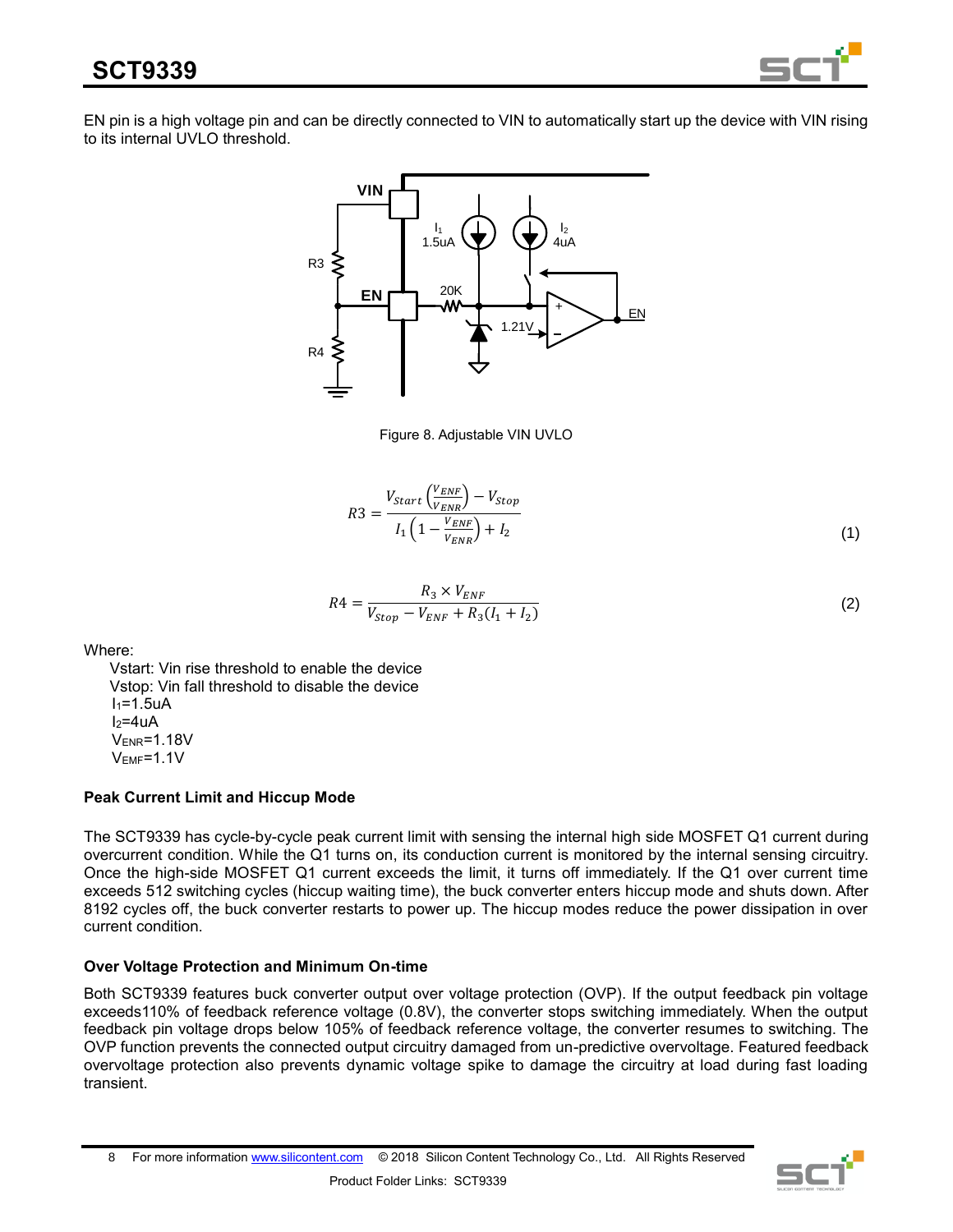EN pin is a high voltage pin and can be directly connected to VIN to automatically start up the device with VIN rising to its internal UVLO threshold.

Figure 8. Adjustable VIN UVLO

$$R3 = \frac{V_{Start}\left(\frac{V_{ENF}}{V_{ENR}}\right) - V_{Stop}}{I_1\left(1 - \frac{V_{ENF}}{V_{ENR}}\right) + I_2} \tag{1}$$

$$R4 = \frac{R_3 \times V_{ENF}}{V_{Stop} - V_{ENF} + R_3(I_1 + I_2)} \tag{2}$$

Where:

- Vstart: Vin rise threshold to enable the device
- Vstop: Vin fall threshold to disable the device
- $I_1$=1.5uA
- $I_2$=4uA
- $V_{ENR}$=1.18V
- $V_{EMF}$=1.1V

### Peak Current Limit and Hiccup Mode

The SCT9339 has cycle-by-cycle peak current limit with sensing the internal high side MOSFET Q1 current during overcurrent condition. While the Q1 turns on, its conduction current is monitored by the internal sensing circuitry. Once the high-side MOSFET Q1 current exceeds the limit, it turns off immediately. If the Q1 over current time exceeds 512 switching cycles (hiccup waiting time), the buck converter enters hiccup mode and shuts down. After 8192 cycles off, the buck converter restarts to power up. The hiccup modes reduce the power dissipation in over current condition.

### Over Voltage Protection and Minimum On-time

Both SCT9339 features buck converter output over voltage protection (OVP). If the output feedback pin voltage exceeds110% of feedback reference voltage (0.8V), the converter stops switching immediately. When the output feedback pin voltage drops below 105% of feedback reference voltage, the converter resumes to switching. The OVP function prevents the connected output circuitry damaged from un-predictive overvoltage. Featured feedback overvoltage protection also prevents dynamic voltage spike to damage the circuitry at load during fast loading transient.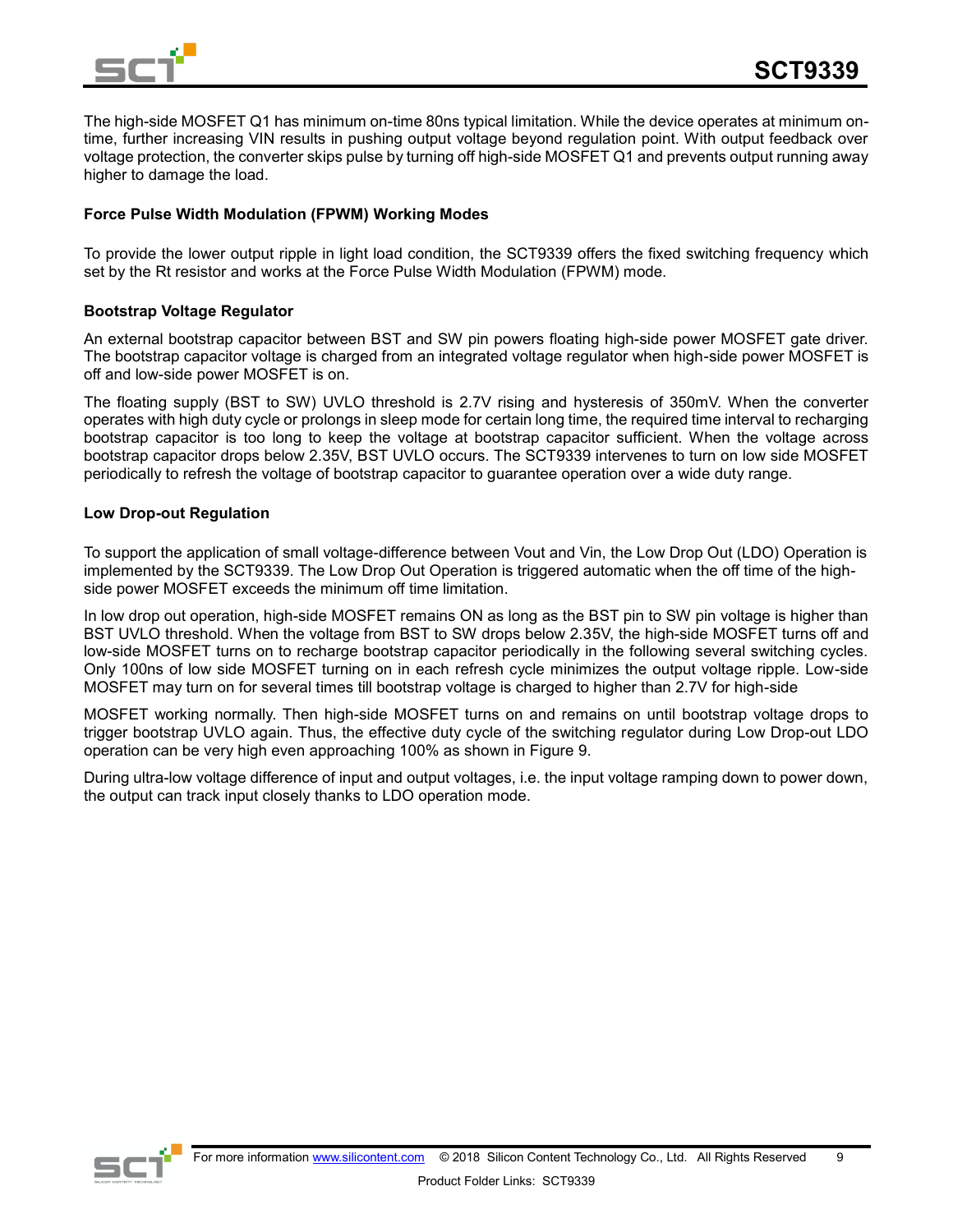The high-side MOSFET Q1 has minimum on-time 80ns typical limitation. While the device operates at minimum on-time, further increasing VIN results in pushing output voltage beyond regulation point. With output feedback over voltage protection, the converter skips pulse by turning off high-side MOSFET Q1 and prevents output running away higher to damage the load.

### Force Pulse Width Modulation (FPWM) Working Modes

To provide the lower output ripple in light load condition, the SCT9339 offers the fixed switching frequency which set by the Rt resistor and works at the Force Pulse Width Modulation (FPWM) mode.

### Bootstrap Voltage Regulator

An external bootstrap capacitor between BST and SW pin powers floating high-side power MOSFET gate driver. The bootstrap capacitor voltage is charged from an integrated voltage regulator when high-side power MOSFET is off and low-side power MOSFET is on.

The floating supply (BST to SW) UVLO threshold is 2.7V rising and hysteresis of 350mV. When the converter operates with high duty cycle or prolongs in sleep mode for certain long time, the required time interval to recharging bootstrap capacitor is too long to keep the voltage at bootstrap capacitor sufficient. When the voltage across bootstrap capacitor drops below 2.35V, BST UVLO occurs. The SCT9339 intervenes to turn on low side MOSFET periodically to refresh the voltage of bootstrap capacitor to guarantee operation over a wide duty range.

### Low Drop-out Regulation

To support the application of small voltage-difference between Vout and Vin, the Low Drop Out (LDO) Operation is implemented by the SCT9339. The Low Drop Out Operation is triggered automatic when the off time of the high-side power MOSFET exceeds the minimum off time limitation.

In low drop out operation, high-side MOSFET remains ON as long as the BST pin to SW pin voltage is higher than BST UVLO threshold. When the voltage from BST to SW drops below 2.35V, the high-side MOSFET turns off and low-side MOSFET turns on to recharge bootstrap capacitor periodically in the following several switching cycles. Only 100ns of low side MOSFET turning on in each refresh cycle minimizes the output voltage ripple. Low-side MOSFET may turn on for several times till bootstrap voltage is charged to higher than 2.7V for high-side

MOSFET working normally. Then high-side MOSFET turns on and remains on until bootstrap voltage drops to trigger bootstrap UVLO again. Thus, the effective duty cycle of the switching regulator during Low Drop-out LDO operation can be very high even approaching 100% as shown in Figure 9.

During ultra-low voltage difference of input and output voltages, i.e. the input voltage ramping down to power down, the output can track input closely thanks to LDO operation mode.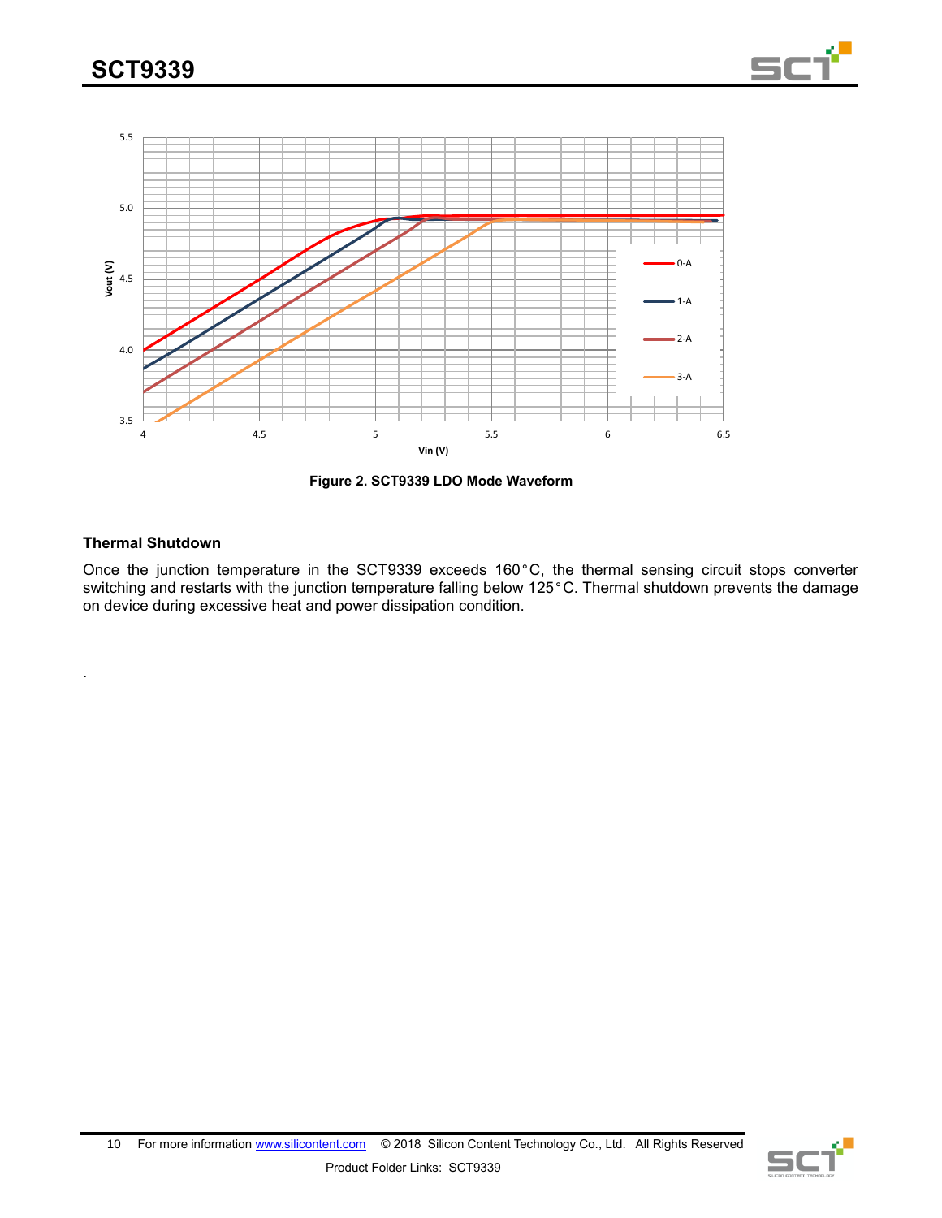Figure 2. SCT9339 LDO Mode Waveform

### Thermal Shutdown

Once the junction temperature in the SCT9339 exceeds 160°C, the thermal sensing circuit stops converter switching and restarts with the junction temperature falling below 125°C. Thermal shutdown prevents the damage on device during excessive heat and power dissipation condition.

.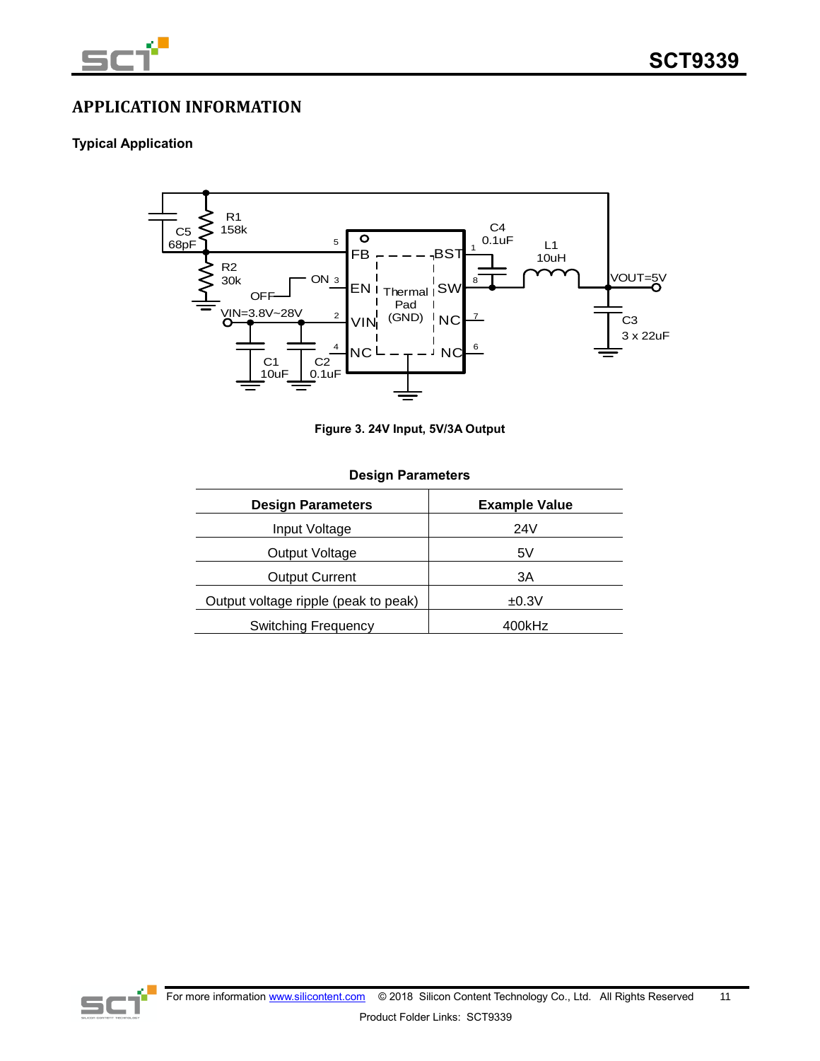## APPLICATION INFORMATION

### Typical Application

**Figure 3. 24V Input, 5V/3A Output**

**Design Parameters**

| Design Parameters | Example Value |
|---|---|
| Input Voltage | 24V |
| Output Voltage | 5V |
| Output Current | 3A |
| Output voltage ripple (peak to peak) | ±0.3V |
| Switching Frequency | 400kHz |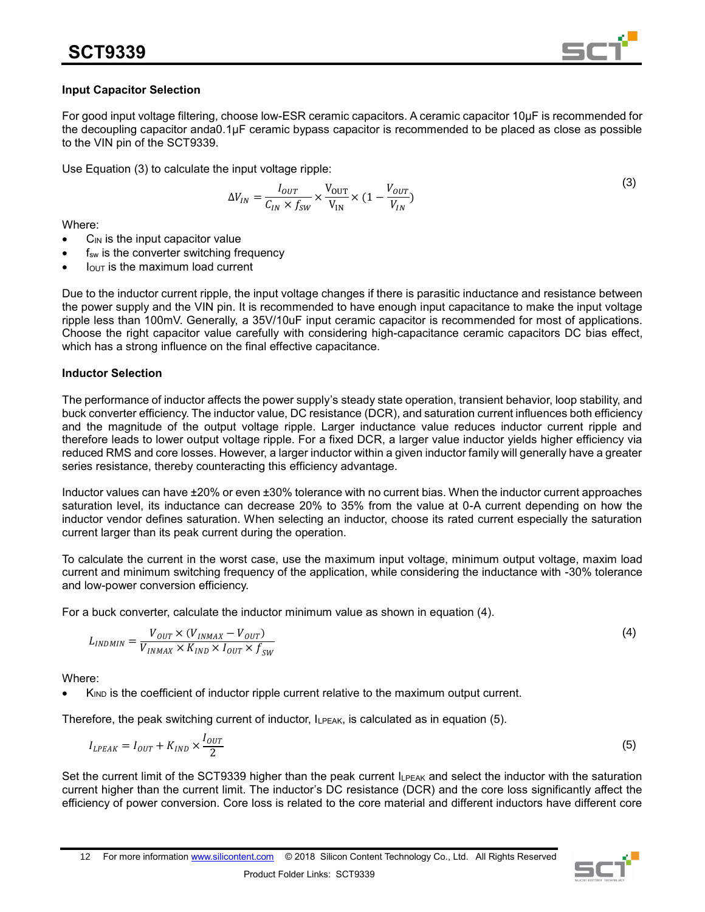### Input Capacitor Selection

For good input voltage filtering, choose low-ESR ceramic capacitors. A ceramic capacitor 10μF is recommended for the decoupling capacitor anda0.1μF ceramic bypass capacitor is recommended to be placed as close as possible to the VIN pin of the SCT9339.

Use Equation (3) to calculate the input voltage ripple:

$$\Delta V_{IN} = \frac{I_{OUT}}{C_{IN} \times f_{SW}} \times \frac{V_{OUT}}{V_{IN}} \times (1 - \frac{V_{OUT}}{V_{IN}}) \tag{3}$$

Where:

- $C_{IN}$ is the input capacitor value
- $f_{sw}$ is the converter switching frequency
- $I_{OUT}$ is the maximum load current

Due to the inductor current ripple, the input voltage changes if there is parasitic inductance and resistance between the power supply and the VIN pin. It is recommended to have enough input capacitance to make the input voltage ripple less than 100mV. Generally, a 35V/10uF input ceramic capacitor is recommended for most of applications. Choose the right capacitor value carefully with considering high-capacitance ceramic capacitors DC bias effect, which has a strong influence on the final effective capacitance.

### Inductor Selection

The performance of inductor affects the power supply's steady state operation, transient behavior, loop stability, and buck converter efficiency. The inductor value, DC resistance (DCR), and saturation current influences both efficiency and the magnitude of the output voltage ripple. Larger inductance value reduces inductor current ripple and therefore leads to lower output voltage ripple. For a fixed DCR, a larger value inductor yields higher efficiency via reduced RMS and core losses. However, a larger inductor within a given inductor family will generally have a greater series resistance, thereby counteracting this efficiency advantage.

Inductor values can have ±20% or even ±30% tolerance with no current bias. When the inductor current approaches saturation level, its inductance can decrease 20% to 35% from the value at 0-A current depending on how the inductor vendor defines saturation. When selecting an inductor, choose its rated current especially the saturation current larger than its peak current during the operation.

To calculate the current in the worst case, use the maximum input voltage, minimum output voltage, maxim load current and minimum switching frequency of the application, while considering the inductance with -30% tolerance and low-power conversion efficiency.

For a buck converter, calculate the inductor minimum value as shown in equation (4).

$$L_{INDMIN} = \frac{V_{OUT} \times (V_{INMAX} - V_{OUT})}{V_{INMAX} \times K_{IND} \times I_{OUT} \times f_{SW}} \tag{4}$$

Where:

- $K_{IND}$ is the coefficient of inductor ripple current relative to the maximum output current.

Therefore, the peak switching current of inductor, $I_{LPEAK}$, is calculated as in equation (5).

$$I_{LPEAK} = I_{OUT} + K_{IND} \times \frac{I_{OUT}}{2} \tag{5}$$

Set the current limit of the SCT9339 higher than the peak current $I_{LPEAK}$ and select the inductor with the saturation current higher than the current limit. The inductor's DC resistance (DCR) and the core loss significantly affect the efficiency of power conversion. Core loss is related to the core material and different inductors have different core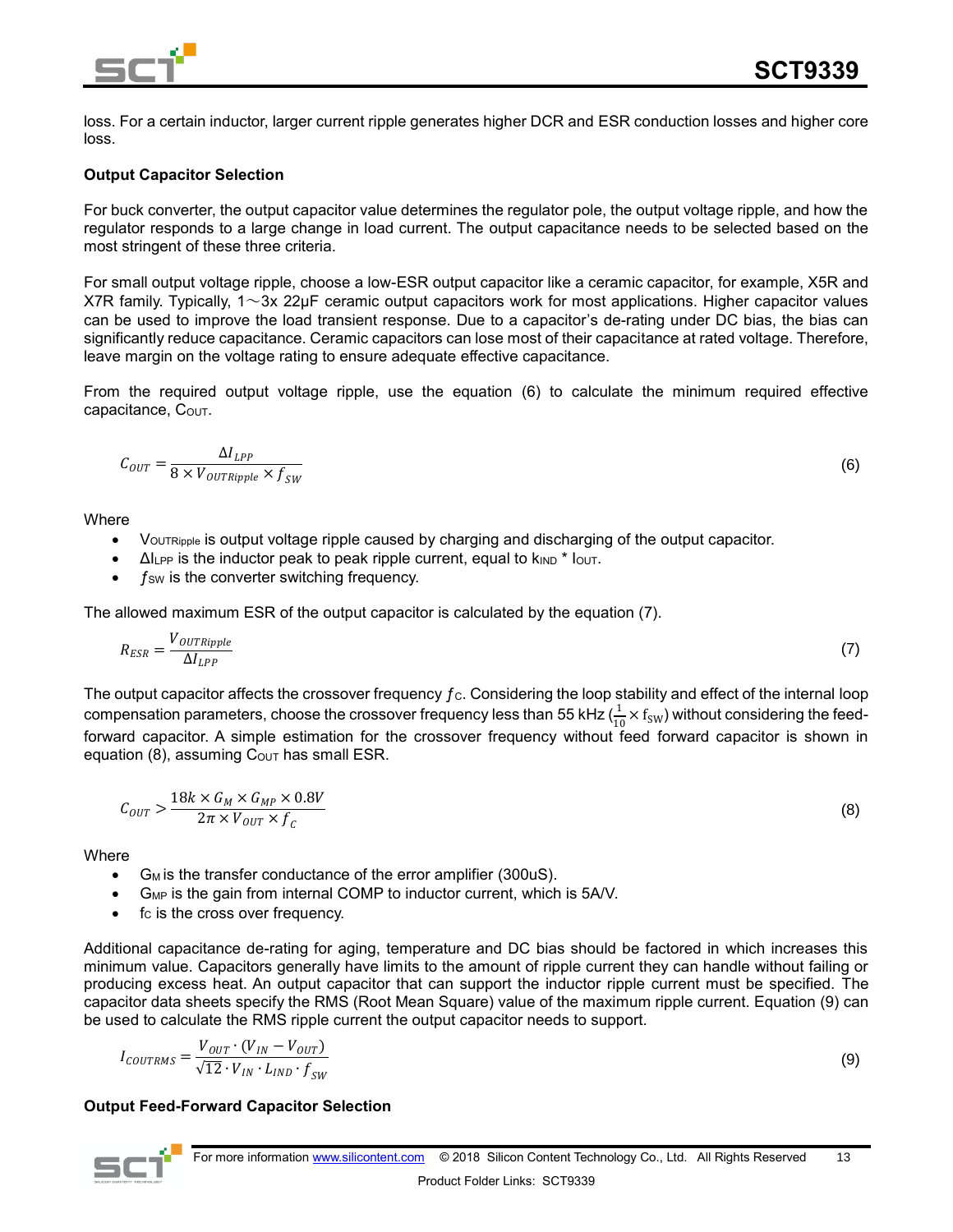loss. For a certain inductor, larger current ripple generates higher DCR and ESR conduction losses and higher core loss.

**Output Capacitor Selection**

For buck converter, the output capacitor value determines the regulator pole, the output voltage ripple, and how the regulator responds to a large change in load current. The output capacitance needs to be selected based on the most stringent of these three criteria.

For small output voltage ripple, choose a low-ESR output capacitor like a ceramic capacitor, for example, X5R and X7R family. Typically, 1～3x 22μF ceramic output capacitors work for most applications. Higher capacitor values can be used to improve the load transient response. Due to a capacitor's de-rating under DC bias, the bias can significantly reduce capacitance. Ceramic capacitors can lose most of their capacitance at rated voltage. Therefore, leave margin on the voltage rating to ensure adequate effective capacitance.

From the required output voltage ripple, use the equation (6) to calculate the minimum required effective capacitance, $C_{OUT}$.

$$C_{OUT} = \frac{\Delta I_{LPP}}{8 \times V_{OUTRipple} \times f_{SW}} \tag{6}$$

Where

- $V_{OUTRipple}$ is output voltage ripple caused by charging and discharging of the output capacitor.
- $\Delta I_{LPP}$ is the inductor peak to peak ripple current, equal to $k_{IND}$ * $I_{OUT}$.
- $f_{SW}$ is the converter switching frequency.

The allowed maximum ESR of the output capacitor is calculated by the equation (7).

$$R_{ESR} = \frac{V_{OUTRipple}}{\Delta I_{LPP}} \tag{7}$$

The output capacitor affects the crossover frequency $f_C$. Considering the loop stability and effect of the internal loop compensation parameters, choose the crossover frequency less than 55 kHz ($\frac{1}{10} \times f_{SW}$) without considering the feed-forward capacitor. A simple estimation for the crossover frequency without feed forward capacitor is shown in equation (8), assuming $C_{OUT}$ has small ESR.

$$C_{OUT} > \frac{18k \times G_M \times G_{MP} \times 0.8V}{2\pi \times V_{OUT} \times f_C} \tag{8}$$

Where

- $G_M$ is the transfer conductance of the error amplifier (300uS).
- $G_{MP}$ is the gain from internal COMP to inductor current, which is 5A/V.
- $f_C$ is the cross over frequency.

Additional capacitance de-rating for aging, temperature and DC bias should be factored in which increases this minimum value. Capacitors generally have limits to the amount of ripple current they can handle without failing or producing excess heat. An output capacitor that can support the inductor ripple current must be specified. The capacitor data sheets specify the RMS (Root Mean Square) value of the maximum ripple current. Equation (9) can be used to calculate the RMS ripple current the output capacitor needs to support.

$$I_{COUTRMS} = \frac{V_{OUT} \cdot (V_{IN} - V_{OUT})}{\sqrt{12} \cdot V_{IN} \cdot L_{IND} \cdot f_{SW}} \tag{9}$$

**Output Feed-Forward Capacitor Selection**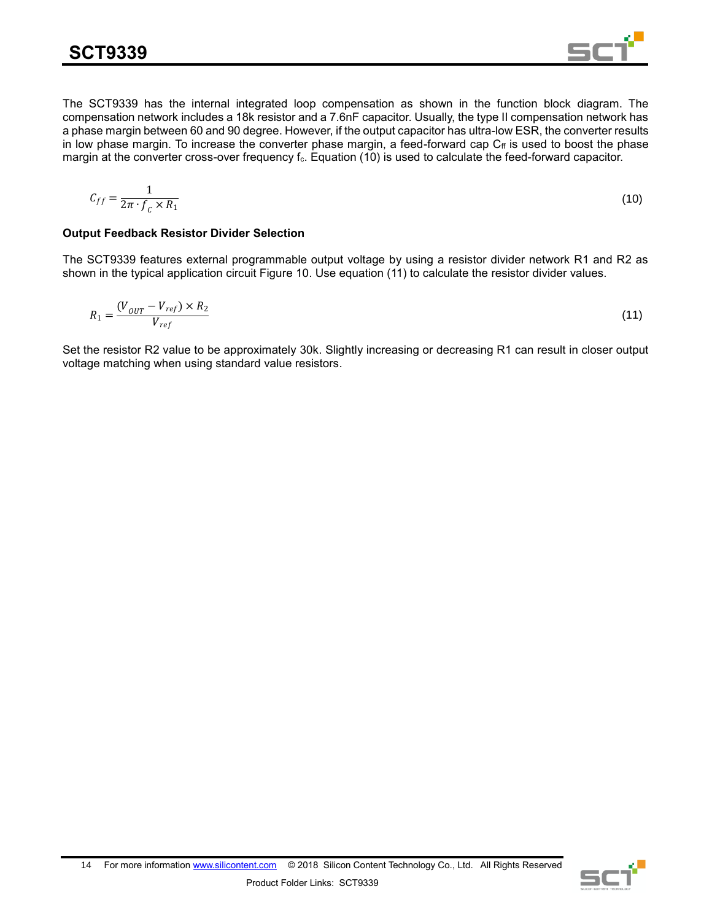The SCT9339 has the internal integrated loop compensation as shown in the function block diagram. The compensation network includes a 18k resistor and a 7.6nF capacitor. Usually, the type II compensation network has a phase margin between 60 and 90 degree. However, if the output capacitor has ultra-low ESR, the converter results in low phase margin. To increase the converter phase margin, a feed-forward cap $C_{ff}$ is used to boost the phase margin at the converter cross-over frequency $f_c$. Equation (10) is used to calculate the feed-forward capacitor.

$$C_{ff} = \frac{1}{2\pi \cdot f_C \times R_1} \tag{10}$$

### Output Feedback Resistor Divider Selection

The SCT9339 features external programmable output voltage by using a resistor divider network R1 and R2 as shown in the typical application circuit Figure 10. Use equation (11) to calculate the resistor divider values.

$$R_1 = \frac{(V_{OUT} - V_{ref}) \times R_2}{V_{ref}} \tag{11}$$

Set the resistor R2 value to be approximately 30k. Slightly increasing or decreasing R1 can result in closer output voltage matching when using standard value resistors.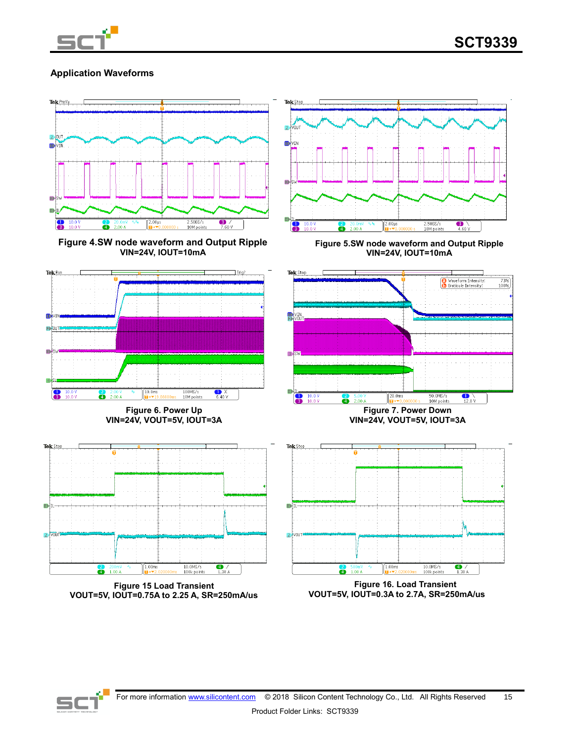## Application Waveforms

**Figure 4.SW node waveform and Output Ripple**
**VIN=24V, IOUT=10mA**

**Figure 5.SW node waveform and Output Ripple**
**VIN=24V, IOUT=10mA**

**Figure 6. Power Up**
**VIN=24V, VOUT=5V, IOUT=3A**

**Figure 7. Power Down**
**VIN=24V, VOUT=5V, IOUT=3A**

**Figure 15 Load Transient**
**VOUT=5V, IOUT=0.75A to 2.25 A, SR=250mA/us**

**Figure 16. Load Transient**
**VOUT=5V, IOUT=0.3A to 2.7A, SR=250mA/us**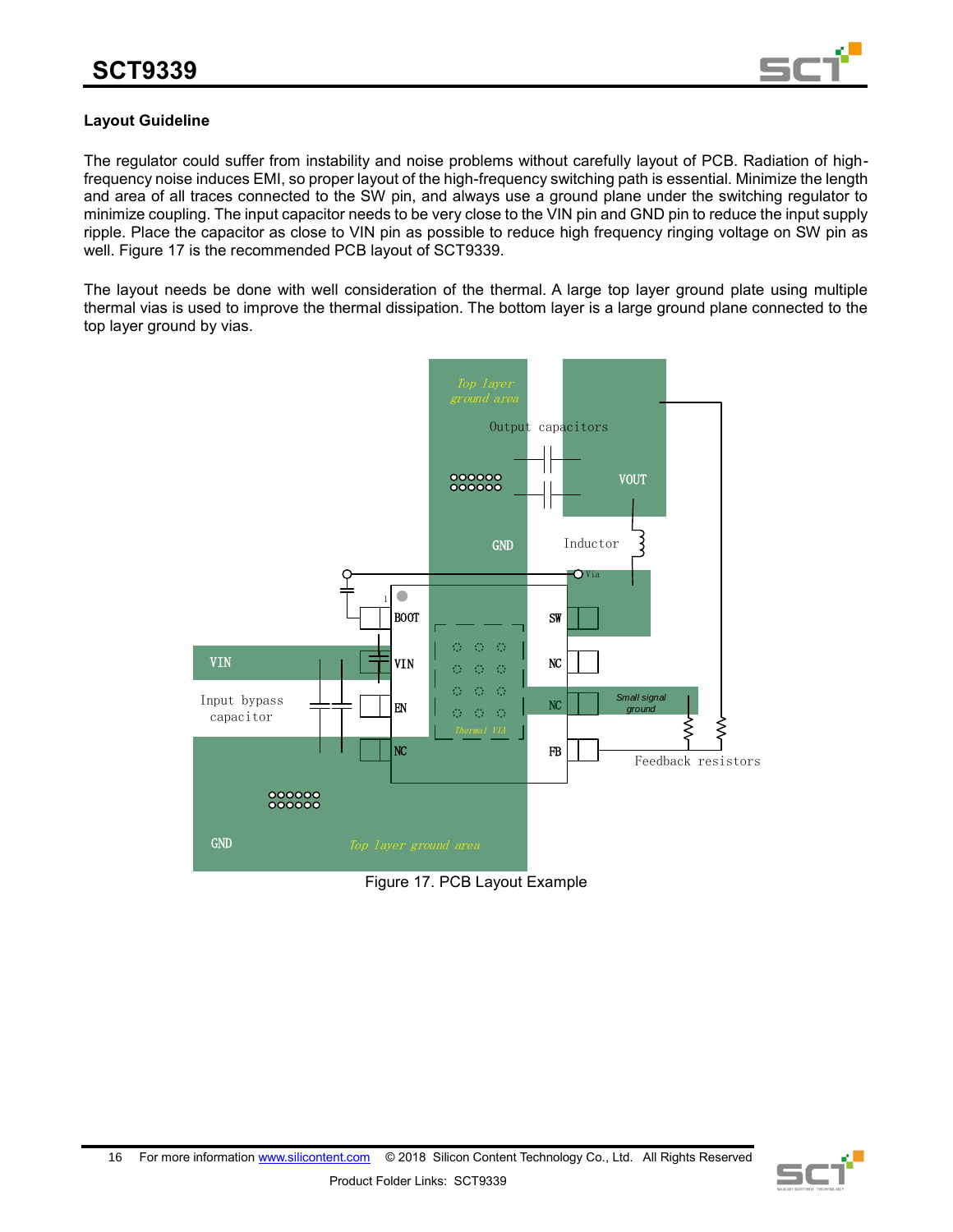### Layout Guideline

The regulator could suffer from instability and noise problems without carefully layout of PCB. Radiation of high-frequency noise induces EMI, so proper layout of the high-frequency switching path is essential. Minimize the length and area of all traces connected to the SW pin, and always use a ground plane under the switching regulator to minimize coupling. The input capacitor needs to be very close to the VIN pin and GND pin to reduce the input supply ripple. Place the capacitor as close to VIN pin as possible to reduce high frequency ringing voltage on SW pin as well. Figure 17 is the recommended PCB layout of SCT9339.

The layout needs be done with well consideration of the thermal. A large top layer ground plate using multiple thermal vias is used to improve the thermal dissipation. The bottom layer is a large ground plane connected to the top layer ground by vias.

Figure 17. PCB Layout Example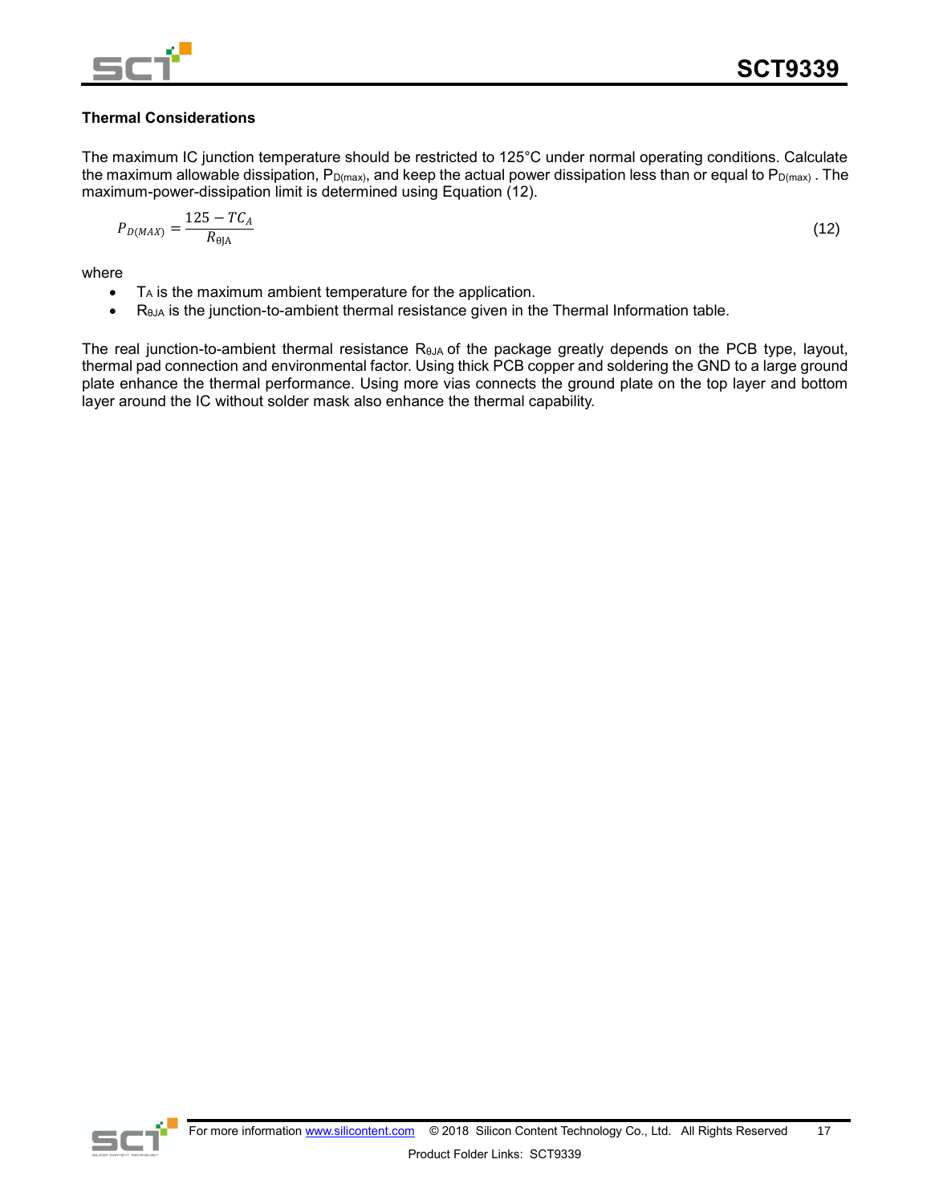### Thermal Considerations

The maximum IC junction temperature should be restricted to 125°C under normal operating conditions. Calculate the maximum allowable dissipation, $P_{D(max)}$, and keep the actual power dissipation less than or equal to $P_{D(max)}$ . The maximum-power-dissipation limit is determined using Equation (12).

$$P_{D(MAX)} = \frac{125 - TC_A}{R_{\theta JA}} \tag{12}$$

where

- $T_A$ is the maximum ambient temperature for the application.
- $R_{\theta JA}$ is the junction-to-ambient thermal resistance given in the Thermal Information table.

The real junction-to-ambient thermal resistance $R_{\theta JA}$ of the package greatly depends on the PCB type, layout, thermal pad connection and environmental factor. Using thick PCB copper and soldering the GND to a large ground plate enhance the thermal performance. Using more vias connects the ground plate on the top layer and bottom layer around the IC without solder mask also enhance the thermal capability.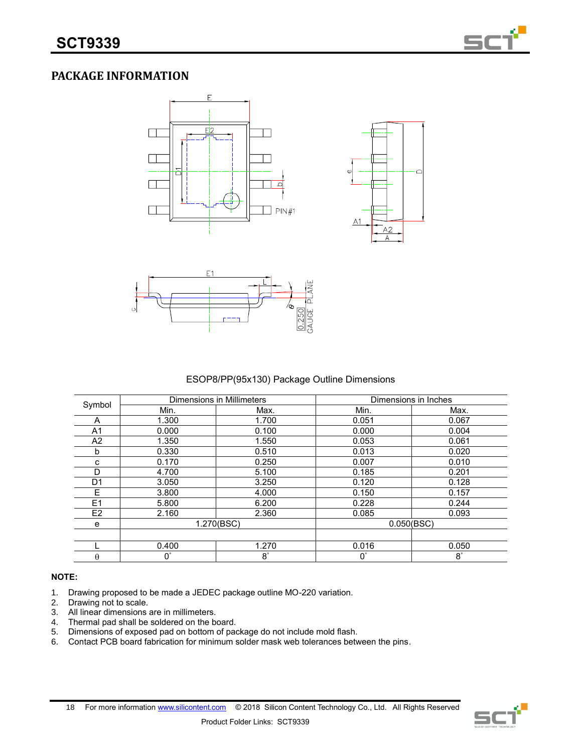## PACKAGE INFORMATION

ESOP8/PP(95x130) Package Outline Dimensions

| Symbol | Dimensions in Millimeters | | Dimensions in Inches | |
|---|---|---|---|---|
| | Min. | Max. | Min. | Max. |
| A | 1.300 | 1.700 | 0.051 | 0.067 |
| A1 | 0.000 | 0.100 | 0.000 | 0.004 |
| A2 | 1.350 | 1.550 | 0.053 | 0.061 |
| b | 0.330 | 0.510 | 0.013 | 0.020 |
| c | 0.170 | 0.250 | 0.007 | 0.010 |
| D | 4.700 | 5.100 | 0.185 | 0.201 |
| D1 | 3.050 | 3.250 | 0.120 | 0.128 |
| E | 3.800 | 4.000 | 0.150 | 0.157 |
| E1 | 5.800 | 6.200 | 0.228 | 0.244 |
| E2 | 2.160 | 2.360 | 0.085 | 0.093 |
| e | 1.270(BSC) | | 0.050(BSC) | |
| | | | | |
| L | 0.400 | 1.270 | 0.016 | 0.050 |
| θ | 0° | 8° | 0° | 8° |

**NOTE:**

1. Drawing proposed to be made a JEDEC package outline MO-220 variation.
2. Drawing not to scale.
3. All linear dimensions are in millimeters.
4. Thermal pad shall be soldered on the board.
5. Dimensions of exposed pad on bottom of package do not include mold flash.
6. Contact PCB board fabrication for minimum solder mask web tolerances between the pins.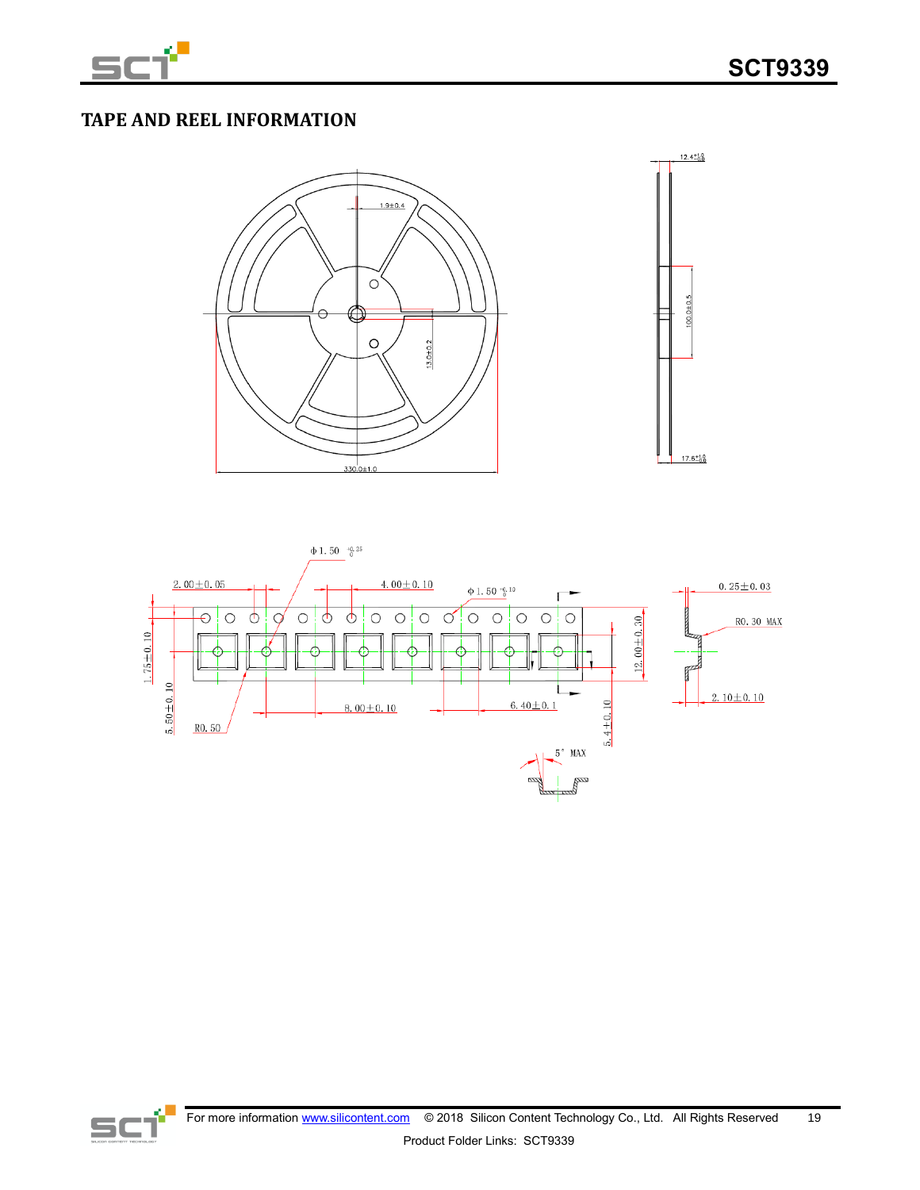## TAPE AND REEL INFORMATION

1.9±0.4

13.0±0.2

330.0±1.0

12.4 $^{+1.0}_{-0.0}$

100.0±0.5

17.6 $^{+1.0}_{-0.0}$

Φ1.50 $^{+0.25}_{0}$

2.00±0.05

4.00±0.10

Φ1.50 $^{+0.10}_{0}$

0.25±0.03

R0.30 MAX

1.75±0.10

12.00±0.30

5.50±0.10

8.00±0.10

6.40±0.1

2.10±0.10

R0.50

5.4±0.10

5° MAX